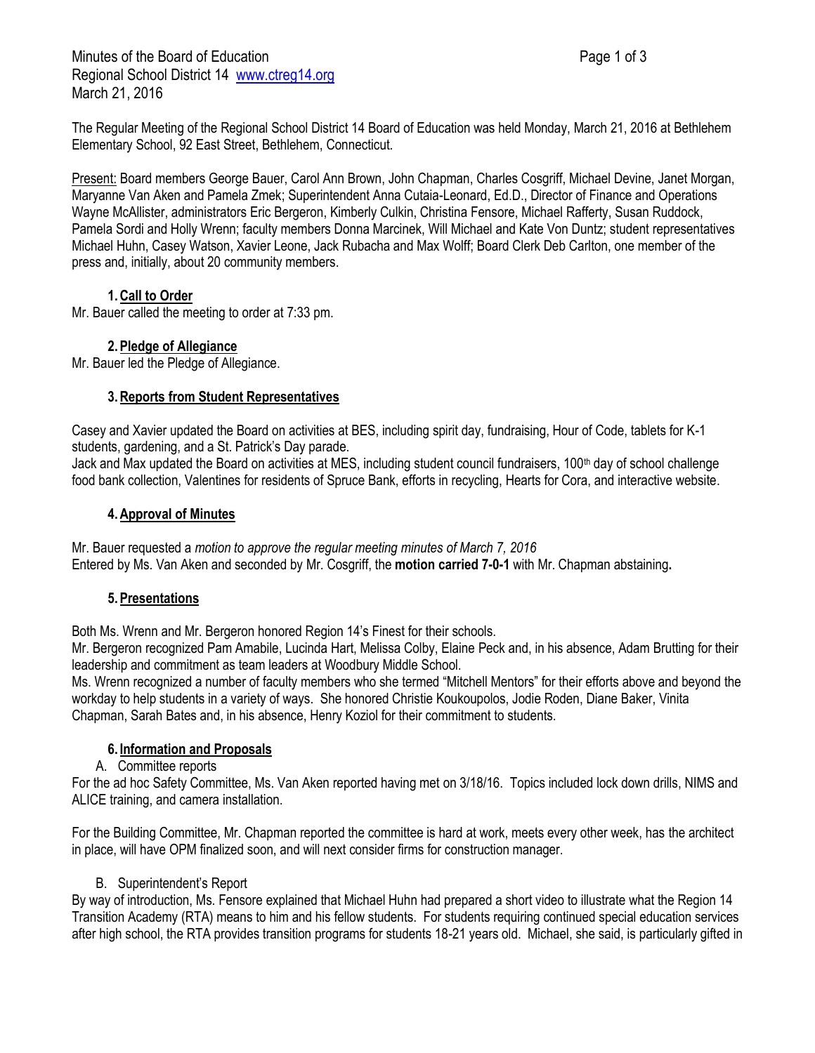Minutes of the Board of Education
Regional School District 14 www.ctreg14.org
March 21, 2016

The Regular Meeting of the Regional School District 14 Board of Education was held Monday, March 21, 2016 at Bethlehem Elementary School, 92 East Street, Bethlehem, Connecticut.

Present: Board members George Bauer, Carol Ann Brown, John Chapman, Charles Cosgriff, Michael Devine, Janet Morgan, Maryanne Van Aken and Pamela Zmek; Superintendent Anna Cutaia-Leonard, Ed.D., Director of Finance and Operations Wayne McAllister, administrators Eric Bergeron, Kimberly Culkin, Christina Fensore, Michael Rafferty, Susan Ruddock, Pamela Sordi and Holly Wrenn; faculty members Donna Marcinek, Will Michael and Kate Von Duntz; student representatives Michael Huhn, Casey Watson, Xavier Leone, Jack Rubacha and Max Wolff; Board Clerk Deb Carlton, one member of the press and, initially, about 20 community members.

## 1. Call to Order

Mr. Bauer called the meeting to order at 7:33 pm.

## 2. Pledge of Allegiance

Mr. Bauer led the Pledge of Allegiance.

## 3. Reports from Student Representatives

Casey and Xavier updated the Board on activities at BES, including spirit day, fundraising, Hour of Code, tablets for K-1 students, gardening, and a St. Patrick's Day parade.
Jack and Max updated the Board on activities at MES, including student council fundraisers, 100th day of school challenge food bank collection, Valentines for residents of Spruce Bank, efforts in recycling, Hearts for Cora, and interactive website.

## 4. Approval of Minutes

Mr. Bauer requested a *motion to approve the regular meeting minutes of March 7, 2016*
Entered by Ms. Van Aken and seconded by Mr. Cosgriff, the **motion carried 7-0-1** with Mr. Chapman abstaining**.**

## 5. Presentations

Both Ms. Wrenn and Mr. Bergeron honored Region 14's Finest for their schools.
Mr. Bergeron recognized Pam Amabile, Lucinda Hart, Melissa Colby, Elaine Peck and, in his absence, Adam Brutting for their leadership and commitment as team leaders at Woodbury Middle School.
Ms. Wrenn recognized a number of faculty members who she termed "Mitchell Mentors" for their efforts above and beyond the workday to help students in a variety of ways. She honored Christie Koukoupolos, Jodie Roden, Diane Baker, Vinita Chapman, Sarah Bates and, in his absence, Henry Koziol for their commitment to students.

## 6. Information and Proposals

A. Committee reports

For the ad hoc Safety Committee, Ms. Van Aken reported having met on 3/18/16. Topics included lock down drills, NIMS and ALICE training, and camera installation.

For the Building Committee, Mr. Chapman reported the committee is hard at work, meets every other week, has the architect in place, will have OPM finalized soon, and will next consider firms for construction manager.

B. Superintendent's Report

By way of introduction, Ms. Fensore explained that Michael Huhn had prepared a short video to illustrate what the Region 14 Transition Academy (RTA) means to him and his fellow students. For students requiring continued special education services after high school, the RTA provides transition programs for students 18-21 years old. Michael, she said, is particularly gifted in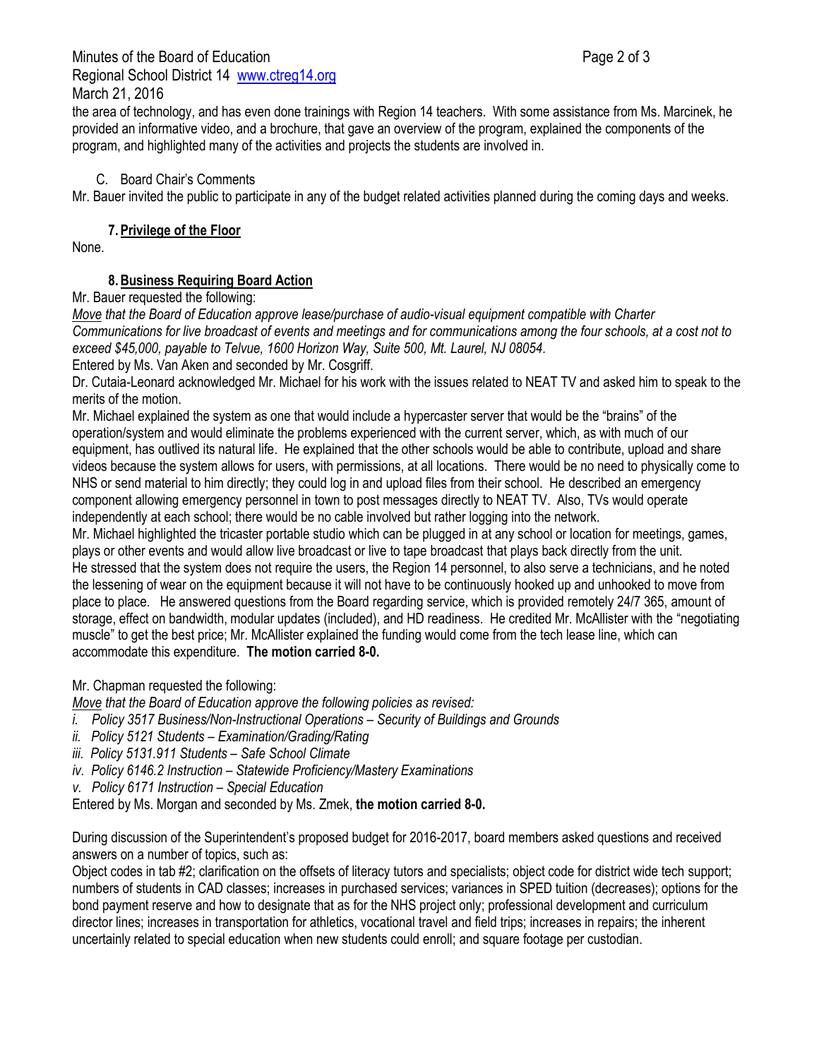the area of technology, and has even done trainings with Region 14 teachers. With some assistance from Ms. Marcinek, he provided an informative video, and a brochure, that gave an overview of the program, explained the components of the program, and highlighted many of the activities and projects the students are involved in.

C. Board Chair's Comments

Mr. Bauer invited the public to participate in any of the budget related activities planned during the coming days and weeks.

### 7. Privilege of the Floor

None.

### 8. Business Requiring Board Action

Mr. Bauer requested the following:

*Move that the Board of Education approve lease/purchase of audio-visual equipment compatible with Charter Communications for live broadcast of events and meetings and for communications among the four schools, at a cost not to exceed $45,000, payable to Telvue, 1600 Horizon Way, Suite 500, Mt. Laurel, NJ 08054.*

Entered by Ms. Van Aken and seconded by Mr. Cosgriff.

Dr. Cutaia-Leonard acknowledged Mr. Michael for his work with the issues related to NEAT TV and asked him to speak to the merits of the motion.

Mr. Michael explained the system as one that would include a hypercaster server that would be the "brains" of the operation/system and would eliminate the problems experienced with the current server, which, as with much of our equipment, has outlived its natural life. He explained that the other schools would be able to contribute, upload and share videos because the system allows for users, with permissions, at all locations. There would be no need to physically come to NHS or send material to him directly; they could log in and upload files from their school. He described an emergency component allowing emergency personnel in town to post messages directly to NEAT TV. Also, TVs would operate independently at each school; there would be no cable involved but rather logging into the network.

Mr. Michael highlighted the tricaster portable studio which can be plugged in at any school or location for meetings, games, plays or other events and would allow live broadcast or live to tape broadcast that plays back directly from the unit.

He stressed that the system does not require the users, the Region 14 personnel, to also serve a technicians, and he noted the lessening of wear on the equipment because it will not have to be continuously hooked up and unhooked to move from place to place. He answered questions from the Board regarding service, which is provided remotely 24/7 365, amount of storage, effect on bandwidth, modular updates (included), and HD readiness. He credited Mr. McAllister with the "negotiating muscle" to get the best price; Mr. McAllister explained the funding would come from the tech lease line, which can accommodate this expenditure. **The motion carried 8-0.**

Mr. Chapman requested the following:

*Move that the Board of Education approve the following policies as revised:*

*i. Policy 3517 Business/Non-Instructional Operations – Security of Buildings and Grounds*
*ii. Policy 5121 Students – Examination/Grading/Rating*
*iii. Policy 5131.911 Students – Safe School Climate*
*iv. Policy 6146.2 Instruction – Statewide Proficiency/Mastery Examinations*
*v. Policy 6171 Instruction – Special Education*

Entered by Ms. Morgan and seconded by Ms. Zmek, **the motion carried 8-0.**

During discussion of the Superintendent's proposed budget for 2016-2017, board members asked questions and received answers on a number of topics, such as:

Object codes in tab #2; clarification on the offsets of literacy tutors and specialists; object code for district wide tech support; numbers of students in CAD classes; increases in purchased services; variances in SPED tuition (decreases); options for the bond payment reserve and how to designate that as for the NHS project only; professional development and curriculum director lines; increases in transportation for athletics, vocational travel and field trips; increases in repairs; the inherent uncertainly related to special education when new students could enroll; and square footage per custodian.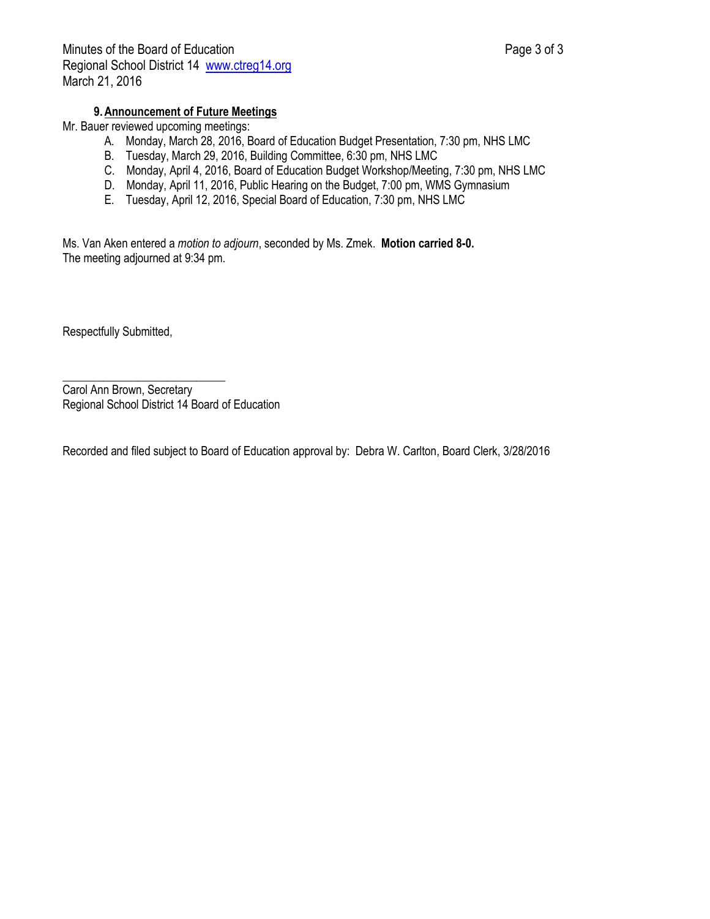**9. Announcement of Future Meetings**

Mr. Bauer reviewed upcoming meetings:

A. Monday, March 28, 2016, Board of Education Budget Presentation, 7:30 pm, NHS LMC
B. Tuesday, March 29, 2016, Building Committee, 6:30 pm, NHS LMC
C. Monday, April 4, 2016, Board of Education Budget Workshop/Meeting, 7:30 pm, NHS LMC
D. Monday, April 11, 2016, Public Hearing on the Budget, 7:00 pm, WMS Gymnasium
E. Tuesday, April 12, 2016, Special Board of Education, 7:30 pm, NHS LMC

Ms. Van Aken entered a *motion to adjourn*, seconded by Ms. Zmek. **Motion carried 8-0.**
The meeting adjourned at 9:34 pm.

Respectfully Submitted,

____________________________
Carol Ann Brown, Secretary
Regional School District 14 Board of Education

Recorded and filed subject to Board of Education approval by: Debra W. Carlton, Board Clerk, 3/28/2016